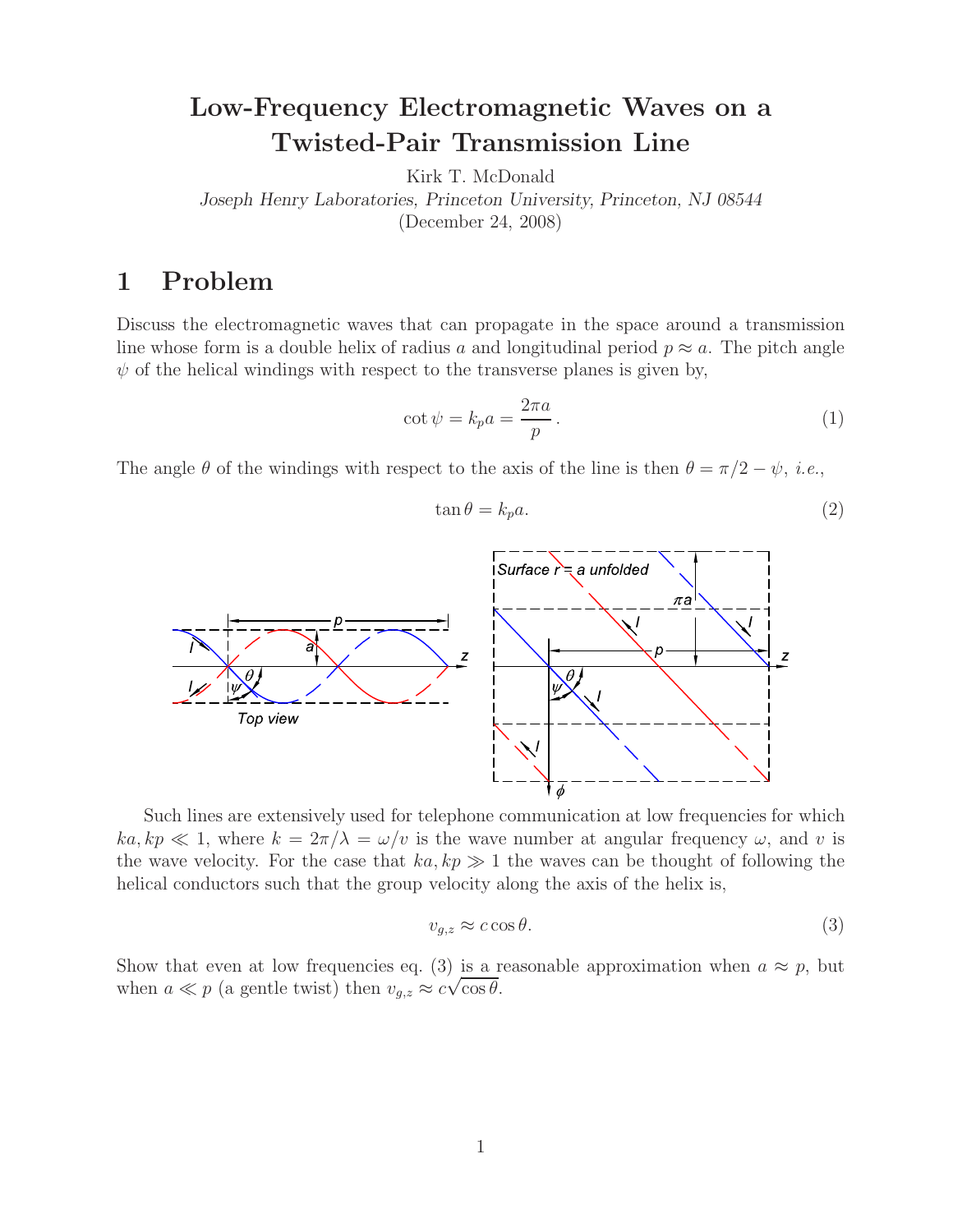# Low-Frequency Electromagnetic Waves on a Twisted-Pair Transmission Line

Kirk T. McDonald

*Joseph Henry Laboratories, Princeton University, Princeton, NJ 08544*

(December 24, 2008)

## 1 Problem

Discuss the electromagnetic waves that can propagate in the space around a transmission line whose form is a double helix of radius $a$ and longitudinal period $p \approx a$. The pitch angle $\psi$ of the helical windings with respect to the transverse planes is given by,

$$\cot\psi = k_p a = \frac{2\pi a}{p}. \tag{1}$$

The angle $\theta$ of the windings with respect to the axis of the line is then $\theta = \pi/2 - \psi$, *i.e.*,

$$\tan\theta = k_p a. \tag{2}$$

Top view

Surface r = a unfolded

Such lines are extensively used for telephone communication at low frequencies for which $ka, kp \ll 1$, where $k = 2\pi/\lambda = \omega/v$ is the wave number at angular frequency $\omega$, and $v$ is the wave velocity. For the case that $ka, kp \gg 1$ the waves can be thought of following the helical conductors such that the group velocity along the axis of the helix is,

$$v_{g,z} \approx c\cos\theta. \tag{3}$$

Show that even at low frequencies eq. (3) is a reasonable approximation when $a \approx p$, but when $a \ll p$ (a gentle twist) then $v_{g,z} \approx c\sqrt{\cos\theta}$.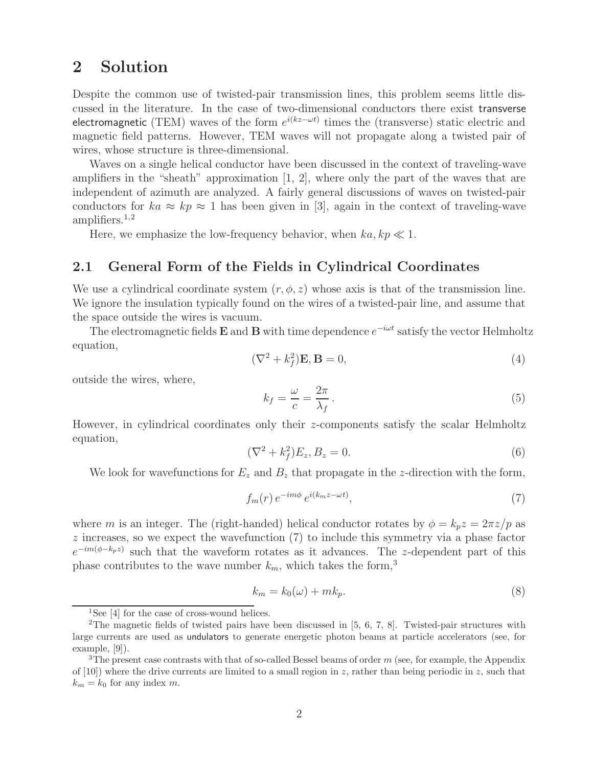# 2 Solution

Despite the common use of twisted-pair transmission lines, this problem seems little discussed in the literature. In the case of two-dimensional conductors there exist transverse electromagnetic (TEM) waves of the form $e^{i(kz-\omega t)}$ times the (transverse) static electric and magnetic field patterns. However, TEM waves will not propagate along a twisted pair of wires, whose structure is three-dimensional.

Waves on a single helical conductor have been discussed in the context of traveling-wave amplifiers in the "sheath" approximation [1, 2], where only the part of the waves that are independent of azimuth are analyzed. A fairly general discussions of waves on twisted-pair conductors for $ka \approx kp \approx 1$ has been given in [3], again in the context of traveling-wave amplifiers.[1,2]

Here, we emphasize the low-frequency behavior, when $ka, kp \ll 1$.

## 2.1 General Form of the Fields in Cylindrical Coordinates

We use a cylindrical coordinate system $(r, \phi, z)$ whose axis is that of the transmission line. We ignore the insulation typically found on the wires of a twisted-pair line, and assume that the space outside the wires is vacuum.

The electromagnetic fields $\mathbf{E}$ and $\mathbf{B}$ with time dependence $e^{-i\omega t}$ satisfy the vector Helmholtz equation,

$$(\nabla^2 + k_f^2)\mathbf{E}, \mathbf{B} = 0, \tag{4}$$

outside the wires, where,

$$k_f = \frac{\omega}{c} = \frac{2\pi}{\lambda_f}. \tag{5}$$

However, in cylindrical coordinates only their $z$-components satisfy the scalar Helmholtz equation,

$$(\nabla^2 + k_f^2)E_z, B_z = 0. \tag{6}$$

We look for wavefunctions for $E_z$ and $B_z$ that propagate in the $z$-direction with the form,

$$f_m(r)\, e^{-im\phi}\, e^{i(k_m z - \omega t)}, \tag{7}$$

where $m$ is an integer. The (right-handed) helical conductor rotates by $\phi = k_p z = 2\pi z/p$ as $z$ increases, so we expect the wavefunction (7) to include this symmetry via a phase factor $e^{-im(\phi - k_p z)}$ such that the waveform rotates as it advances. The $z$-dependent part of this phase contributes to the wave number $k_m$, which takes the form,[3]

$$k_m = k_0(\omega) + mk_p. \tag{8}$$

---

[1] See [4] for the case of cross-wound helices.

[2] The magnetic fields of twisted pairs have been discussed in [5, 6, 7, 8]. Twisted-pair structures with large currents are used as undulators to generate energetic photon beams at particle accelerators (see, for example, [9]).

[3] The present case contrasts with that of so-called Bessel beams of order $m$ (see, for example, the Appendix of [10]) where the drive currents are limited to a small region in $z$, rather than being periodic in $z$, such that $k_m = k_0$ for any index $m$.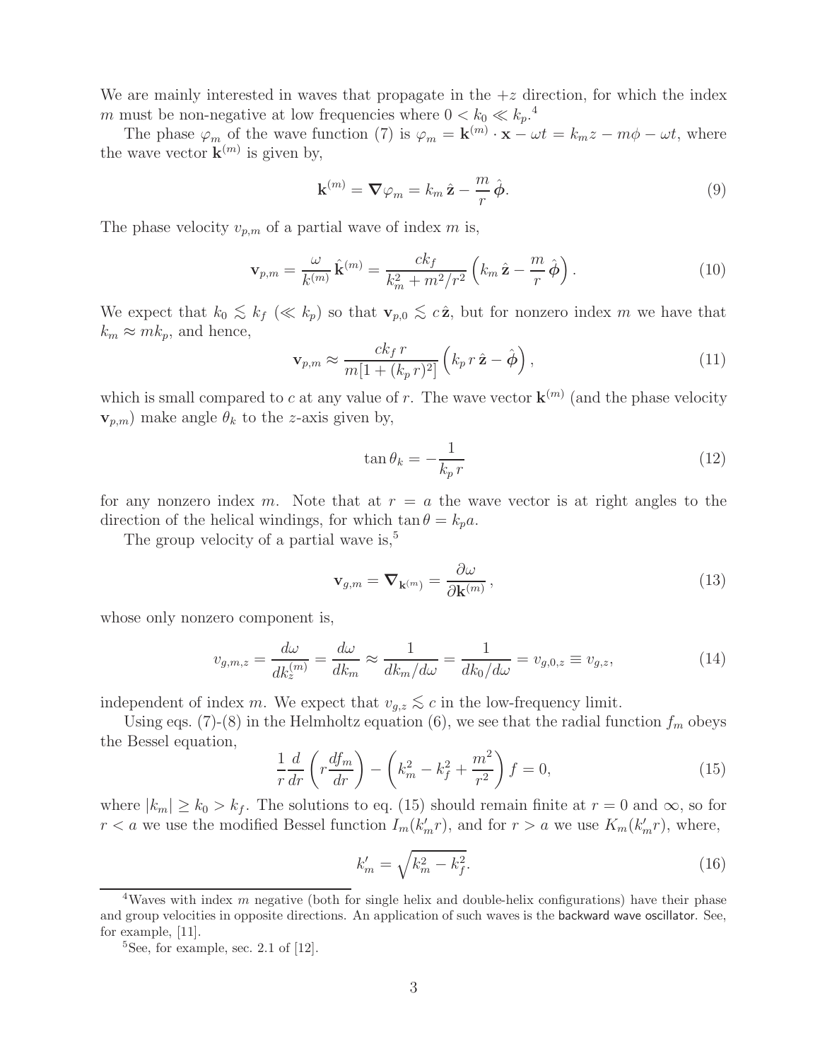We are mainly interested in waves that propagate in the $+z$ direction, for which the index $m$ must be non-negative at low frequencies where $0 < k_0 \ll k_p$.[4]

The phase $\varphi_m$ of the wave function (7) is $\varphi_m = \mathbf{k}^{(m)} \cdot \mathbf{x} - \omega t = k_m z - m\phi - \omega t$, where the wave vector $\mathbf{k}^{(m)}$ is given by,

$$
\mathbf{k}^{(m)} = \boldsymbol{\nabla}\varphi_m = k_m \,\hat{\mathbf{z}} - \frac{m}{r}\,\hat{\boldsymbol{\phi}}. \tag{9}
$$

The phase velocity $v_{p,m}$ of a partial wave of index $m$ is,

$$
\mathbf{v}_{p,m} = \frac{\omega}{k^{(m)}}\,\hat{\mathbf{k}}^{(m)} = \frac{ck_f}{k_m^2 + m^2/r^2}\left(k_m\,\hat{\mathbf{z}} - \frac{m}{r}\,\hat{\boldsymbol{\phi}}\right). \tag{10}
$$

We expect that $k_0 \lesssim k_f$ ($\ll k_p$) so that $\mathbf{v}_{p,0} \lesssim c\,\hat{\mathbf{z}}$, but for nonzero index $m$ we have that $k_m \approx mk_p$, and hence,

$$
\mathbf{v}_{p,m} \approx \frac{ck_f\,r}{m[1 + (k_p\,r)^2]}\left(k_p\,r\,\hat{\mathbf{z}} - \hat{\boldsymbol{\phi}}\right), \tag{11}
$$

which is small compared to $c$ at any value of $r$. The wave vector $\mathbf{k}^{(m)}$ (and the phase velocity $\mathbf{v}_{p,m}$) make angle $\theta_k$ to the $z$-axis given by,

$$
\tan\theta_k = -\frac{1}{k_p\,r} \tag{12}
$$

for any nonzero index $m$. Note that at $r = a$ the wave vector is at right angles to the direction of the helical windings, for which $\tan\theta = k_p a$.

The group velocity of a partial wave is,[5]

$$
\mathbf{v}_{g,m} = \boldsymbol{\nabla}_{\mathbf{k}^{(m)}} = \frac{\partial\omega}{\partial\mathbf{k}^{(m)}}, \tag{13}
$$

whose only nonzero component is,

$$
v_{g,m,z} = \frac{d\omega}{dk_z^{(m)}} = \frac{d\omega}{dk_m} \approx \frac{1}{dk_m/d\omega} = \frac{1}{dk_0/d\omega} = v_{g,0,z} \equiv v_{g,z}, \tag{14}
$$

independent of index $m$. We expect that $v_{g,z} \lesssim c$ in the low-frequency limit.

Using eqs. (7)-(8) in the Helmholtz equation (6), we see that the radial function $f_m$ obeys the Bessel equation,

$$
\frac{1}{r}\frac{d}{dr}\left(r\frac{df_m}{dr}\right) - \left(k_m^2 - k_f^2 + \frac{m^2}{r^2}\right) f = 0, \tag{15}
$$

where $|k_m| \geq k_0 > k_f$. The solutions to eq. (15) should remain finite at $r = 0$ and $\infty$, so for $r < a$ we use the modified Bessel function $I_m(k'_m r)$, and for $r > a$ we use $K_m(k'_m r)$, where,

$$
k'_m = \sqrt{k_m^2 - k_f^2}. \tag{16}
$$

[4] Waves with index $m$ negative (both for single helix and double-helix configurations) have their phase and group velocities in opposite directions. An application of such waves is the backward wave oscillator. See, for example, [11].

[5] See, for example, sec. 2.1 of [12].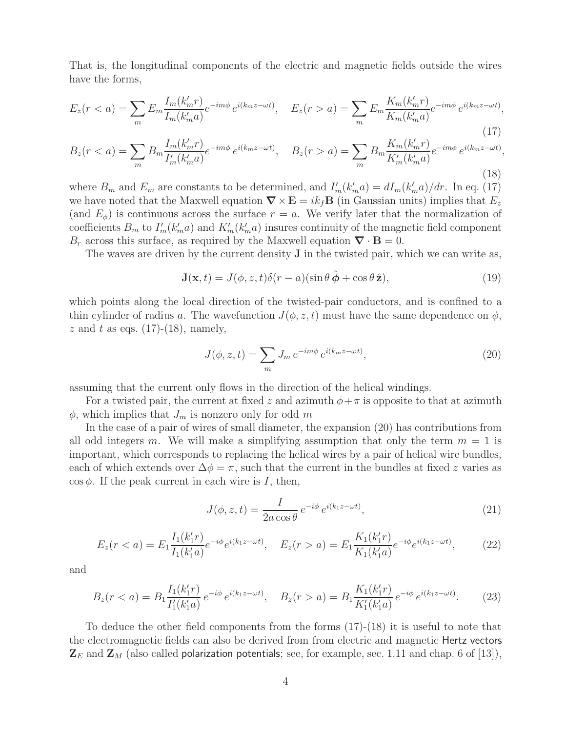That is, the longitudinal components of the electric and magnetic fields outside the wires have the forms,

$$E_z(r<a) = \sum_m E_m \frac{I_m(k'_m r)}{I_m(k'_m a)} e^{-im\phi}\, e^{i(k_m z - \omega t)}, \quad E_z(r>a) = \sum_m E_m \frac{K_m(k'_m r)}{K_m(k'_m a)} e^{-im\phi}\, e^{i(k_m z - \omega t)}, \tag{17}$$

$$B_z(r<a) = \sum_m B_m \frac{I_m(k'_m r)}{I'_m(k'_m a)} e^{-im\phi}\, e^{i(k_m z - \omega t)}, \quad B_z(r>a) = \sum_m B_m \frac{K_m(k'_m r)}{K'_m(k'_m a)} e^{-im\phi}\, e^{i(k_m z - \omega t)}, \tag{18}$$

where $B_m$ and $E_m$ are constants to be determined, and $I'_m(k'_m a) = dI_m(k'_m a)/dr$. In eq. (17) we have noted that the Maxwell equation $\boldsymbol{\nabla}\times\mathbf{E} = ik_f\mathbf{B}$ (in Gaussian units) implies that $E_z$ (and $E_\phi$) is continuous across the surface $r = a$. We verify later that the normalization of coefficients $B_m$ to $I'_m(k'_m a)$ and $K'_m(k'_m a)$ insures continuity of the magnetic field component $B_r$ across this surface, as required by the Maxwell equation $\boldsymbol{\nabla}\cdot\mathbf{B} = 0$.

The waves are driven by the current density $\mathbf{J}$ in the twisted pair, which we can write as,

$$\mathbf{J}(\mathbf{x},t) = J(\phi,z,t)\delta(r-a)(\sin\theta\,\hat{\boldsymbol{\phi}} + \cos\theta\,\hat{\mathbf{z}}), \tag{19}$$

which points along the local direction of the twisted-pair conductors, and is confined to a thin cylinder of radius $a$. The wavefunction $J(\phi,z,t)$ must have the same dependence on $\phi$, $z$ and $t$ as eqs. (17)-(18), namely,

$$J(\phi,z,t) = \sum_m J_m\, e^{-im\phi}\, e^{i(k_m z - \omega t)}, \tag{20}$$

assuming that the current only flows in the direction of the helical windings.

For a twisted pair, the current at fixed $z$ and azimuth $\phi+\pi$ is opposite to that at azimuth $\phi$, which implies that $J_m$ is nonzero only for odd $m$

In the case of a pair of wires of small diameter, the expansion (20) has contributions from all odd integers $m$. We will make a simplifying assumption that only the term $m = 1$ is important, which corresponds to replacing the helical wires by a pair of helical wire bundles, each of which extends over $\Delta\phi = \pi$, such that the current in the bundles at fixed $z$ varies as $\cos\phi$. If the peak current in each wire is $I$, then,

$$J(\phi,z,t) = \frac{I}{2a\cos\theta}\, e^{-i\phi}\, e^{i(k_1 z - \omega t)}, \tag{21}$$

$$E_z(r<a) = E_1 \frac{I_1(k'_1 r)}{I_1(k'_1 a)} e^{-i\phi} e^{i(k_1 z - \omega t)}, \quad E_z(r>a) = E_1 \frac{K_1(k'_1 r)}{K_1(k'_1 a)} e^{-i\phi} e^{i(k_1 z - \omega t)}, \tag{22}$$

and

$$B_z(r<a) = B_1 \frac{I_1(k'_1 r)}{I'_1(k'_1 a)}\, e^{-i\phi}\, e^{i(k_1 z - \omega t)}, \quad B_z(r>a) = B_1 \frac{K_1(k'_1 r)}{K'_1(k'_1 a)}\, e^{-i\phi}\, e^{i(k_1 z - \omega t)}. \tag{23}$$

To deduce the other field components from the forms (17)-(18) it is useful to note that the electromagnetic fields can also be derived from from electric and magnetic Hertz vectors $\mathbf{Z}_E$ and $\mathbf{Z}_M$ (also called polarization potentials; see, for example, sec. 1.11 and chap. 6 of [13]),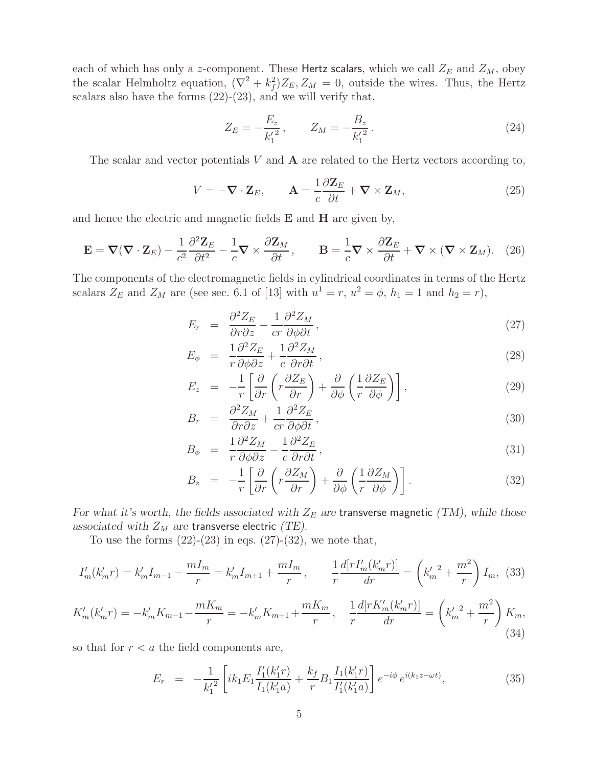each of which has only a $z$-component. These Hertz scalars, which we call $Z_E$ and $Z_M$, obey the scalar Helmholtz equation, $(\nabla^2 + k_f^2) Z_E, Z_M = 0$, outside the wires. Thus, the Hertz scalars also have the forms (22)-(23), and we will verify that,

$$Z_E = -\frac{E_z}{{k_1'}^2}, \qquad Z_M = -\frac{B_z}{{k_1'}^2}. \tag{24}$$

The scalar and vector potentials $V$ and $\mathbf{A}$ are related to the Hertz vectors according to,

$$V = -\nabla \cdot \mathbf{Z}_E, \qquad \mathbf{A} = \frac{1}{c}\frac{\partial \mathbf{Z}_E}{\partial t} + \nabla \times \mathbf{Z}_M, \tag{25}$$

and hence the electric and magnetic fields $\mathbf{E}$ and $\mathbf{H}$ are given by,

$$\mathbf{E} = \nabla(\nabla \cdot \mathbf{Z}_E) - \frac{1}{c^2}\frac{\partial^2 \mathbf{Z}_E}{\partial t^2} - \frac{1}{c}\nabla \times \frac{\partial \mathbf{Z}_M}{\partial t}, \qquad \mathbf{B} = \frac{1}{c}\nabla \times \frac{\partial \mathbf{Z}_E}{\partial t} + \nabla \times (\nabla \times \mathbf{Z}_M). \tag{26}$$

The components of the electromagnetic fields in cylindrical coordinates in terms of the Hertz scalars $Z_E$ and $Z_M$ are (see sec. 6.1 of [13] with $u^1 = r$, $u^2 = \phi$, $h_1 = 1$ and $h_2 = r$),

$$E_r = \frac{\partial^2 Z_E}{\partial r \partial z} - \frac{1}{cr}\frac{\partial^2 Z_M}{\partial \phi \partial t}, \tag{27}$$

$$E_\phi = \frac{1}{r}\frac{\partial^2 Z_E}{\partial \phi \partial z} + \frac{1}{c}\frac{\partial^2 Z_M}{\partial r \partial t}, \tag{28}$$

$$E_z = -\frac{1}{r}\left[\frac{\partial}{\partial r}\left(r\frac{\partial Z_E}{\partial r}\right) + \frac{\partial}{\partial \phi}\left(\frac{1}{r}\frac{\partial Z_E}{\partial \phi}\right)\right], \tag{29}$$

$$B_r = \frac{\partial^2 Z_M}{\partial r \partial z} + \frac{1}{cr}\frac{\partial^2 Z_E}{\partial \phi \partial t}, \tag{30}$$

$$B_\phi = \frac{1}{r}\frac{\partial^2 Z_M}{\partial \phi \partial z} - \frac{1}{c}\frac{\partial^2 Z_E}{\partial r \partial t}, \tag{31}$$

$$B_z = -\frac{1}{r}\left[\frac{\partial}{\partial r}\left(r\frac{\partial Z_M}{\partial r}\right) + \frac{\partial}{\partial \phi}\left(\frac{1}{r}\frac{\partial Z_M}{\partial \phi}\right)\right]. \tag{32}$$

*For what it's worth, the fields associated with $Z_E$ are* transverse magnetic *(TM), while those associated with $Z_M$ are* transverse electric *(TE).*

To use the forms (22)-(23) in eqs. (27)-(32), we note that,

$$I_m'(k_m' r) = k_m' I_{m-1} - \frac{m I_m}{r} = k_m' I_{m+1} + \frac{m I_m}{r}, \qquad \frac{1}{r}\frac{d[r I_m'(k_m' r)]}{dr} = \left({k_m'}^2 + \frac{m^2}{r}\right) I_m, \tag{33}$$

$$K_m'(k_m' r) = -k_m' K_{m-1} - \frac{m K_m}{r} = -k_m' K_{m+1} + \frac{m K_m}{r}, \quad \frac{1}{r}\frac{d[r K_m'(k_m' r)]}{dr} = \left({k_m'}^2 + \frac{m^2}{r}\right) K_m, \tag{34}$$

so that for $r < a$ the field components are,

$$E_r = -\frac{1}{{k_1'}^2}\left[ik_1 E_1 \frac{I_1'(k_1' r)}{I_1(k_1' a)} + \frac{k_f}{r} B_1 \frac{I_1(k_1' r)}{I_1'(k_1' a)}\right] e^{-i\phi}\, e^{i(k_1 z - \omega t)}, \tag{35}$$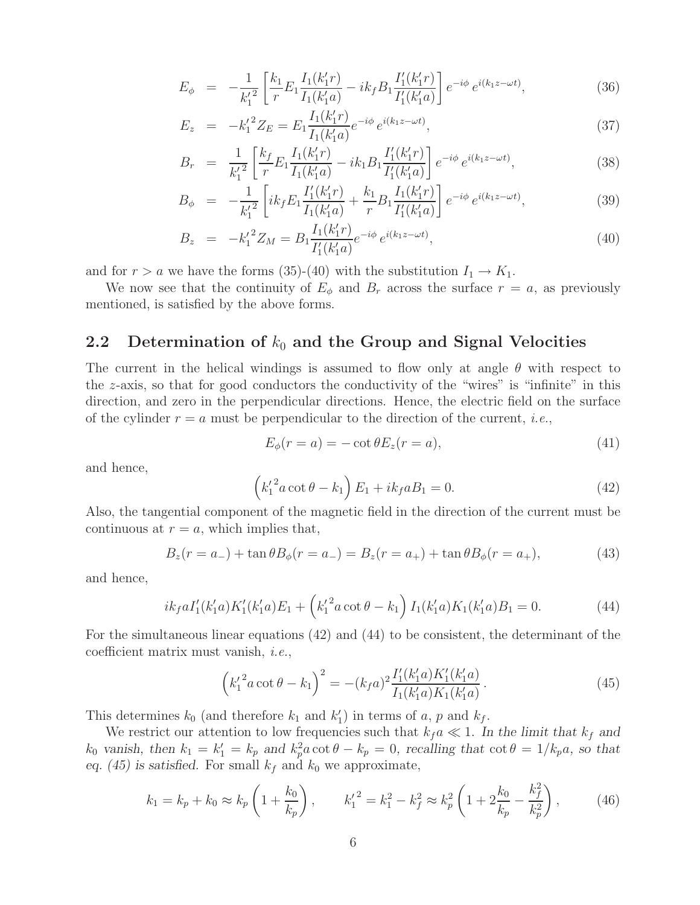$$
E_\phi = -\frac{1}{{k_1'}^2}\left[\frac{k_1}{r}E_1\frac{I_1(k_1'r)}{I_1(k_1'a)} - ik_f B_1\frac{I_1'(k_1'r)}{I_1'(k_1'a)}\right]e^{-i\phi}\,e^{i(k_1 z-\omega t)}, \tag{36}
$$

$$
E_z = -{k_1'}^2 Z_E = E_1\frac{I_1(k_1'r)}{I_1(k_1'a)}e^{-i\phi}\,e^{i(k_1 z-\omega t)}, \tag{37}
$$

$$
B_r = \frac{1}{{k_1'}^2}\left[\frac{k_f}{r}E_1\frac{I_1(k_1'r)}{I_1(k_1'a)} - ik_1 B_1\frac{I_1'(k_1'r)}{I_1'(k_1'a)}\right]e^{-i\phi}\,e^{i(k_1 z-\omega t)}, \tag{38}
$$

$$
B_\phi = -\frac{1}{{k_1'}^2}\left[ik_f E_1\frac{I_1'(k_1'r)}{I_1(k_1'a)} + \frac{k_1}{r}B_1\frac{I_1(k_1'r)}{I_1'(k_1'a)}\right]e^{-i\phi}\,e^{i(k_1 z-\omega t)}, \tag{39}
$$

$$
B_z = -{k_1'}^2 Z_M = B_1\frac{I_1(k_1'r)}{I_1'(k_1'a)}e^{-i\phi}\,e^{i(k_1 z-\omega t)}, \tag{40}
$$

and for $r > a$ we have the forms (35)-(40) with the substitution $I_1 \to K_1$.

We now see that the continuity of $E_\phi$ and $B_r$ across the surface $r = a$, as previously mentioned, is satisfied by the above forms.

## 2.2 Determination of $k_0$ and the Group and Signal Velocities

The current in the helical windings is assumed to flow only at angle $\theta$ with respect to the $z$-axis, so that for good conductors the conductivity of the "wires" is "infinite" in this direction, and zero in the perpendicular directions. Hence, the electric field on the surface of the cylinder $r = a$ must be perpendicular to the direction of the current, *i.e.*,

$$
E_\phi(r = a) = -\cot\theta E_z(r = a), \tag{41}
$$

and hence,

$$
\left({k_1'}^2 a\cot\theta - k_1\right)E_1 + ik_f a B_1 = 0. \tag{42}
$$

Also, the tangential component of the magnetic field in the direction of the current must be continuous at $r = a$, which implies that,

$$
B_z(r = a_-) + \tan\theta B_\phi(r = a_-) = B_z(r = a_+) + \tan\theta B_\phi(r = a_+), \tag{43}
$$

and hence,

$$
ik_f a I_1'(k_1'a)K_1'(k_1'a)E_1 + \left({k_1'}^2 a\cot\theta - k_1\right)I_1(k_1'a)K_1(k_1'a)B_1 = 0. \tag{44}
$$

For the simultaneous linear equations (42) and (44) to be consistent, the determinant of the coefficient matrix must vanish, *i.e.*,

$$
\left({k_1'}^2 a\cot\theta - k_1\right)^2 = -(k_f a)^2\frac{I_1'(k_1'a)K_1'(k_1'a)}{I_1(k_1'a)K_1(k_1'a)}. \tag{45}
$$

This determines $k_0$ (and therefore $k_1$ and $k_1'$) in terms of $a$, $p$ and $k_f$.

We restrict our attention to low frequencies such that $k_f a \ll 1$. *In the limit that $k_f$ and $k_0$ vanish, then $k_1 = k_1' = k_p$ and $k_p^2 a\cot\theta - k_p = 0$, recalling that $\cot\theta = 1/k_p a$, so that eq. (45) is satisfied.* For small $k_f$ and $k_0$ we approximate,

$$
k_1 = k_p + k_0 \approx k_p\left(1 + \frac{k_0}{k_p}\right), \qquad {k_1'}^2 = k_1^2 - k_f^2 \approx k_p^2\left(1 + 2\frac{k_0}{k_p} - \frac{k_f^2}{k_p^2}\right), \tag{46}
$$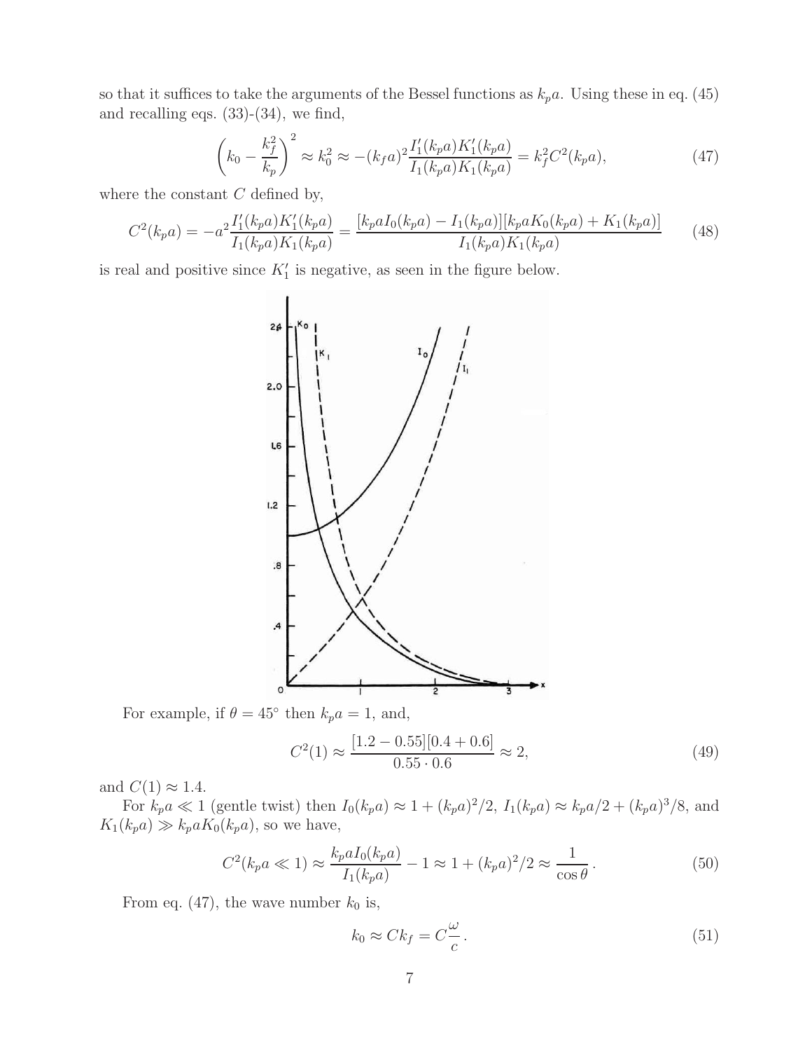so that it suffices to take the arguments of the Bessel functions as $k_p a$. Using these in eq. (45) and recalling eqs. (33)-(34), we find,

$$\left(k_0 - \frac{k_f^2}{k_p}\right)^2 \approx k_0^2 \approx -(k_f a)^2 \frac{I_1'(k_p a) K_1'(k_p a)}{I_1(k_p a) K_1(k_p a)} = k_f^2 C^2(k_p a), \tag{47}$$

where the constant $C$ defined by,

$$C^2(k_p a) = -a^2 \frac{I_1'(k_p a) K_1'(k_p a)}{I_1(k_p a) K_1(k_p a)} = \frac{[k_p a I_0(k_p a) - I_1(k_p a)][k_p a K_0(k_p a) + K_1(k_p a)]}{I_1(k_p a) K_1(k_p a)} \tag{48}$$

is real and positive since $K_1'$ is negative, as seen in the figure below.

For example, if $\theta = 45^\circ$ then $k_p a = 1$, and,

$$C^2(1) \approx \frac{[1.2 - 0.55][0.4 + 0.6]}{0.55 \cdot 0.6} \approx 2, \tag{49}$$

and $C(1) \approx 1.4$.

For $k_p a \ll 1$ (gentle twist) then $I_0(k_p a) \approx 1 + (k_p a)^2/2$, $I_1(k_p a) \approx k_p a/2 + (k_p a)^3/8$, and $K_1(k_p a) \gg k_p a K_0(k_p a)$, so we have,

$$C^2(k_p a \ll 1) \approx \frac{k_p a I_0(k_p a)}{I_1(k_p a)} - 1 \approx 1 + (k_p a)^2/2 \approx \frac{1}{\cos\theta}. \tag{50}$$

From eq. (47), the wave number $k_0$ is,

$$k_0 \approx C k_f = C \frac{\omega}{c}. \tag{51}$$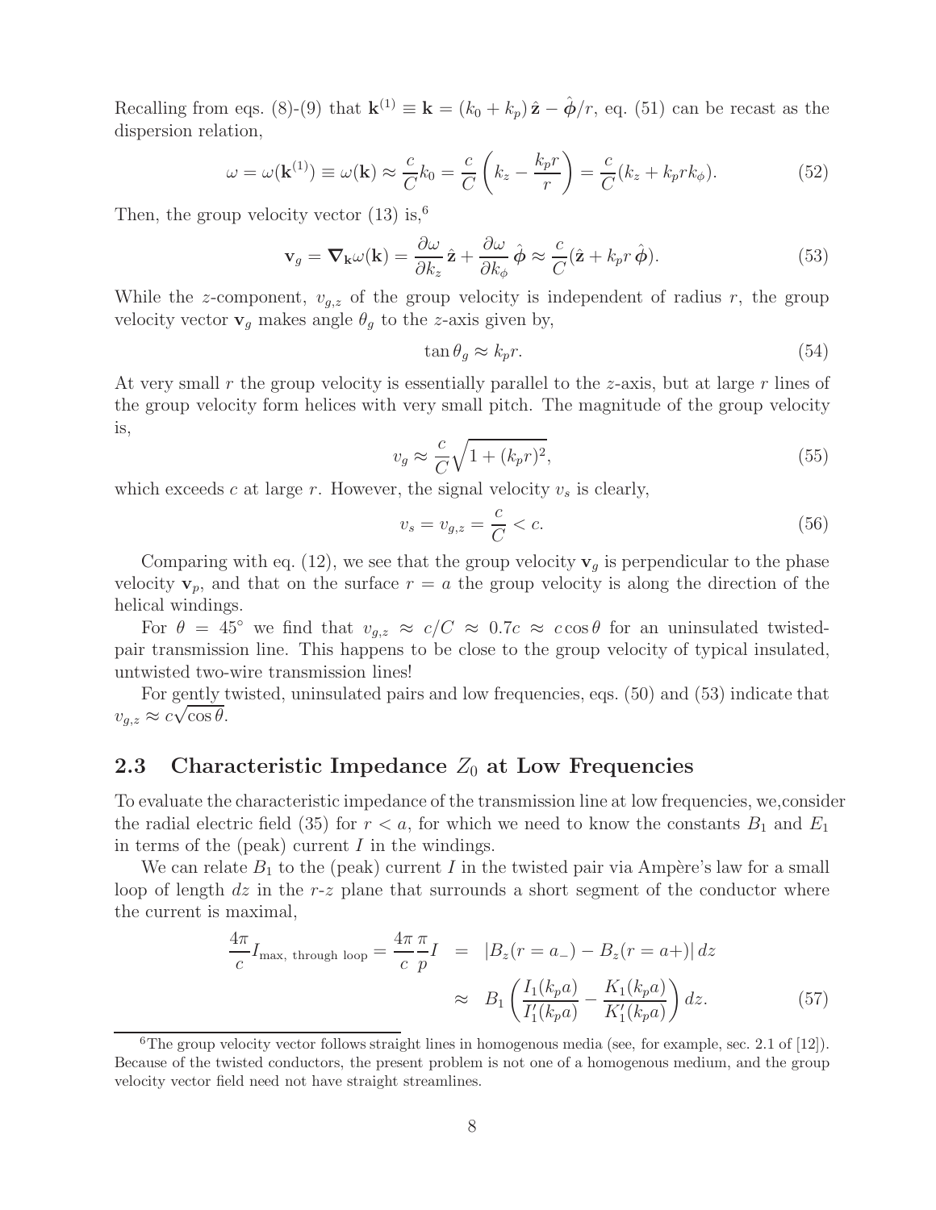Recalling from eqs. (8)-(9) that $\mathbf{k}^{(1)} \equiv \mathbf{k} = (k_0 + k_p)\,\hat{\mathbf{z}} - \hat{\boldsymbol{\phi}}/r$, eq. (51) can be recast as the dispersion relation,

$$\omega = \omega(\mathbf{k}^{(1)}) \equiv \omega(\mathbf{k}) \approx \frac{c}{C} k_0 = \frac{c}{C}\left(k_z - \frac{k_p r}{r}\right) = \frac{c}{C}(k_z + k_p r k_\phi). \tag{52}$$

Then, the group velocity vector (13) is,[6]

$$\mathbf{v}_g = \boldsymbol{\nabla}_{\mathbf{k}}\omega(\mathbf{k}) = \frac{\partial \omega}{\partial k_z}\,\hat{\mathbf{z}} + \frac{\partial \omega}{\partial k_\phi}\,\hat{\boldsymbol{\phi}} \approx \frac{c}{C}(\hat{\mathbf{z}} + k_p r\,\hat{\boldsymbol{\phi}}). \tag{53}$$

While the $z$-component, $v_{g,z}$ of the group velocity is independent of radius $r$, the group velocity vector $\mathbf{v}_g$ makes angle $\theta_g$ to the $z$-axis given by,

$$\tan\theta_g \approx k_p r. \tag{54}$$

At very small $r$ the group velocity is essentially parallel to the $z$-axis, but at large $r$ lines of the group velocity form helices with very small pitch. The magnitude of the group velocity is,

$$v_g \approx \frac{c}{C}\sqrt{1 + (k_p r)^2}, \tag{55}$$

which exceeds $c$ at large $r$. However, the signal velocity $v_s$ is clearly,

$$v_s = v_{g,z} = \frac{c}{C} < c. \tag{56}$$

Comparing with eq. (12), we see that the group velocity $\mathbf{v}_g$ is perpendicular to the phase velocity $\mathbf{v}_p$, and that on the surface $r = a$ the group velocity is along the direction of the helical windings.

For $\theta = 45^\circ$ we find that $v_{g,z} \approx c/C \approx 0.7c \approx c\cos\theta$ for an uninsulated twisted-pair transmission line. This happens to be close to the group velocity of typical insulated, untwisted two-wire transmission lines!

For gently twisted, uninsulated pairs and low frequencies, eqs. (50) and (53) indicate that $v_{g,z} \approx c\sqrt{\cos\theta}$.

## 2.3 Characteristic Impedance $Z_0$ at Low Frequencies

To evaluate the characteristic impedance of the transmission line at low frequencies, we,consider the radial electric field (35) for $r < a$, for which we need to know the constants $B_1$ and $E_1$ in terms of the (peak) current $I$ in the windings.

We can relate $B_1$ to the (peak) current $I$ in the twisted pair via Ampère's law for a small loop of length $dz$ in the $r$-$z$ plane that surrounds a short segment of the conductor where the current is maximal,

$$\begin{aligned} \frac{4\pi}{c} I_{\text{max, through loop}} = \frac{4\pi}{c}\frac{\pi}{p} I &= |B_z(r = a_-) - B_z(r = a+)|\, dz \\ &\approx B_1\left(\frac{I_1(k_p a)}{I_1'(k_p a)} - \frac{K_1(k_p a)}{K_1'(k_p a)}\right) dz. \end{aligned} \tag{57}$$

[6]The group velocity vector follows straight lines in homogenous media (see, for example, sec. 2.1 of [12]). Because of the twisted conductors, the present problem is not one of a homogenous medium, and the group velocity vector field need not have straight streamlines.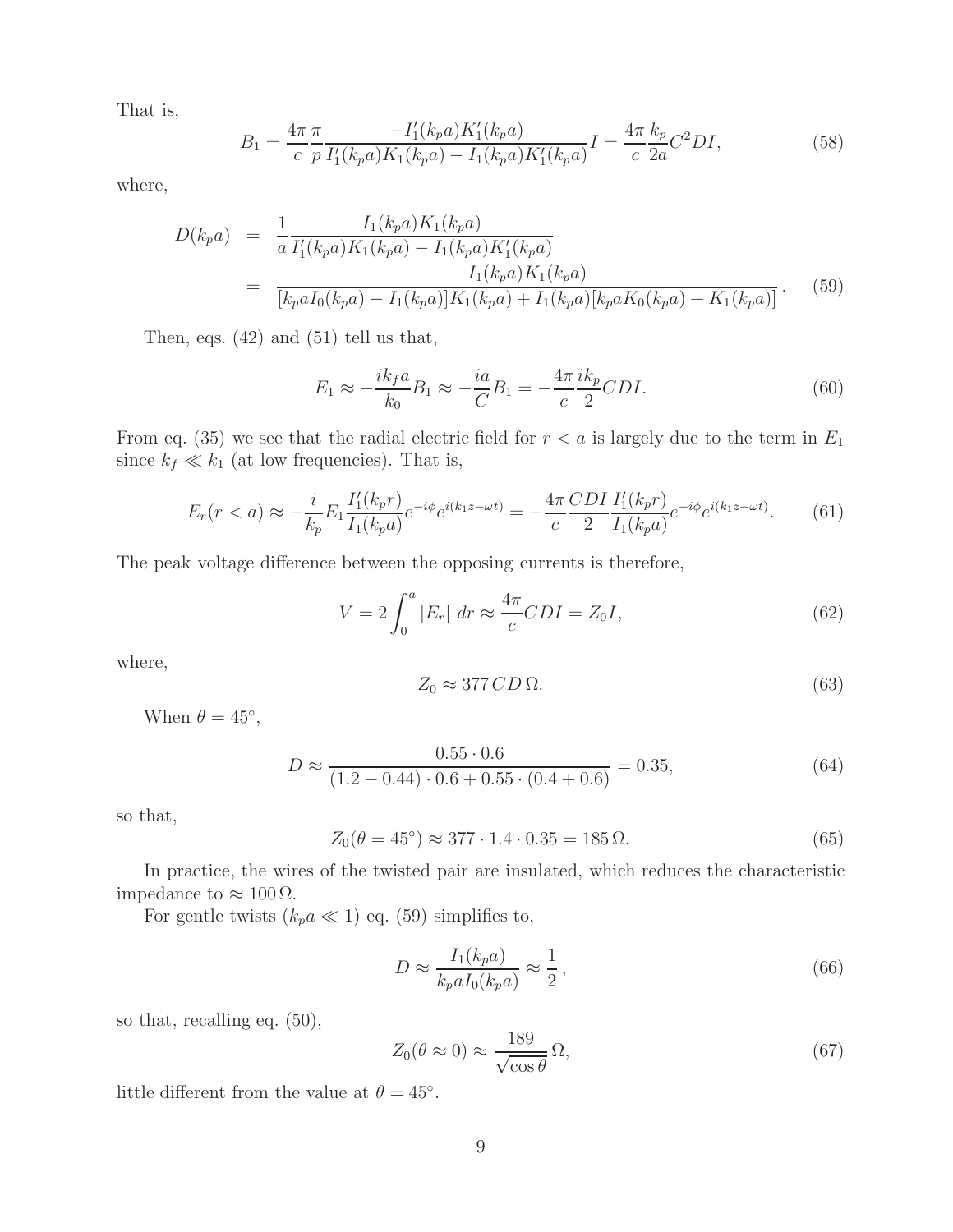That is,

$$B_1 = \frac{4\pi}{c}\frac{\pi}{p}\frac{-I_1'(k_pa)K_1'(k_pa)}{I_1'(k_pa)K_1(k_pa) - I_1(k_pa)K_1'(k_pa)} I = \frac{4\pi}{c}\frac{k_p}{2a}C^2 DI, \tag{58}$$

where,

$$\begin{aligned} D(k_pa) &= \frac{1}{a}\frac{I_1(k_pa)K_1(k_pa)}{I_1'(k_pa)K_1(k_pa) - I_1(k_pa)K_1'(k_pa)} \\ &= \frac{I_1(k_pa)K_1(k_pa)}{[k_paI_0(k_pa) - I_1(k_pa)]K_1(k_pa) + I_1(k_pa)[k_paK_0(k_pa) + K_1(k_pa)]}. \end{aligned} \tag{59}$$

Then, eqs. (42) and (51) tell us that,

$$E_1 \approx -\frac{ik_fa}{k_0}B_1 \approx -\frac{ia}{C}B_1 = -\frac{4\pi}{c}\frac{ik_p}{2}CDI. \tag{60}$$

From eq. (35) we see that the radial electric field for $r < a$ is largely due to the term in $E_1$ since $k_f \ll k_1$ (at low frequencies). That is,

$$E_r(r < a) \approx -\frac{i}{k_p}E_1\frac{I_1'(k_pr)}{I_1(k_pa)}e^{-i\phi}e^{i(k_1z-\omega t)} = -\frac{4\pi}{c}\frac{CDI}{2}\frac{I_1'(k_pr)}{I_1(k_pa)}e^{-i\phi}e^{i(k_1z-\omega t)}. \tag{61}$$

The peak voltage difference between the opposing currents is therefore,

$$V = 2\int_0^a |E_r|\ dr \approx \frac{4\pi}{c}CDI = Z_0 I, \tag{62}$$

where,

$$Z_0 \approx 377\, CD\, \Omega. \tag{63}$$

When $\theta = 45^\circ$,

$$D \approx \frac{0.55 \cdot 0.6}{(1.2 - 0.44)\cdot 0.6 + 0.55\cdot(0.4 + 0.6)} = 0.35, \tag{64}$$

so that,

$$Z_0(\theta = 45^\circ) \approx 377 \cdot 1.4 \cdot 0.35 = 185\,\Omega. \tag{65}$$

In practice, the wires of the twisted pair are insulated, which reduces the characteristic impedance to $\approx 100\,\Omega$.

For gentle twists ($k_pa \ll 1$) eq. (59) simplifies to,

$$D \approx \frac{I_1(k_pa)}{k_paI_0(k_pa)} \approx \frac{1}{2}, \tag{66}$$

so that, recalling eq. (50),

$$Z_0(\theta \approx 0) \approx \frac{189}{\sqrt{\cos\theta}}\,\Omega, \tag{67}$$

little different from the value at $\theta = 45^\circ$.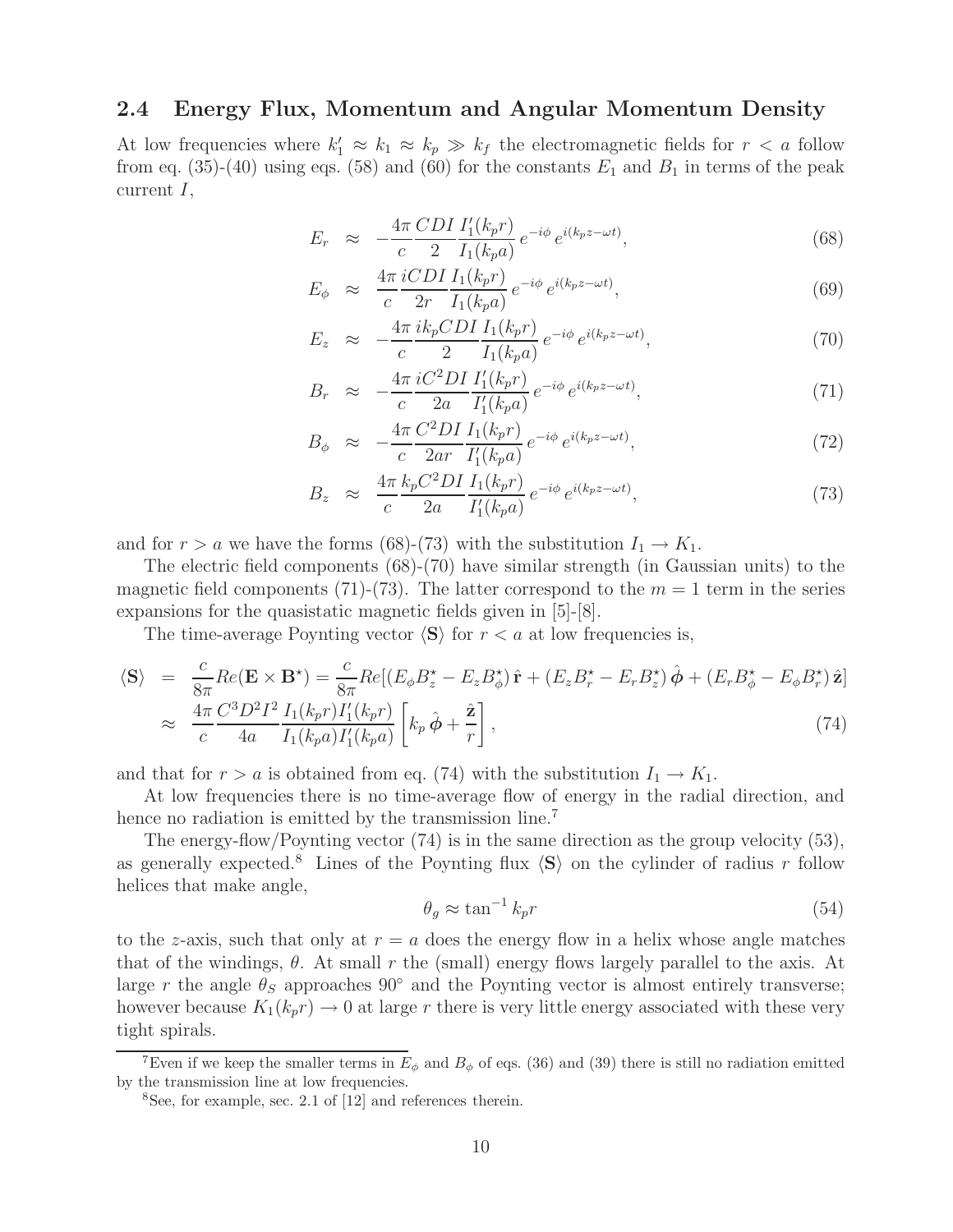## 2.4 Energy Flux, Momentum and Angular Momentum Density

At low frequencies where $k_1' \approx k_1 \approx k_p \gg k_f$ the electromagnetic fields for $r < a$ follow from eq. (35)-(40) using eqs. (58) and (60) for the constants $E_1$ and $B_1$ in terms of the peak current $I$,

$$E_r \approx -\frac{4\pi}{c}\frac{CDI}{2}\frac{I_1'(k_p r)}{I_1(k_p a)}\, e^{-i\phi}\, e^{i(k_p z-\omega t)}, \tag{68}$$

$$E_\phi \approx \frac{4\pi}{c}\frac{iCDI}{2r}\frac{I_1(k_p r)}{I_1(k_p a)}\, e^{-i\phi}\, e^{i(k_p z-\omega t)}, \tag{69}$$

$$E_z \approx -\frac{4\pi}{c}\frac{ik_p CDI}{2}\frac{I_1(k_p r)}{I_1(k_p a)}\, e^{-i\phi}\, e^{i(k_p z-\omega t)}, \tag{70}$$

$$B_r \approx -\frac{4\pi}{c}\frac{iC^2DI}{2a}\frac{I_1'(k_p r)}{I_1'(k_p a)}\, e^{-i\phi}\, e^{i(k_p z-\omega t)}, \tag{71}$$

$$B_\phi \approx -\frac{4\pi}{c}\frac{C^2DI}{2ar}\frac{I_1(k_p r)}{I_1'(k_p a)}\, e^{-i\phi}\, e^{i(k_p z-\omega t)}, \tag{72}$$

$$B_z \approx \frac{4\pi}{c}\frac{k_p C^2DI}{2a}\frac{I_1(k_p r)}{I_1'(k_p a)}\, e^{-i\phi}\, e^{i(k_p z-\omega t)}, \tag{73}$$

and for $r > a$ we have the forms (68)-(73) with the substitution $I_1 \to K_1$.

The electric field components (68)-(70) have similar strength (in Gaussian units) to the magnetic field components (71)-(73). The latter correspond to the $m = 1$ term in the series expansions for the quasistatic magnetic fields given in [5]-[8].

The time-average Poynting vector $\langle \mathbf{S} \rangle$ for $r < a$ at low frequencies is,

$$\begin{aligned} \langle \mathbf{S} \rangle &= \frac{c}{8\pi} Re(\mathbf{E}\times\mathbf{B}^\star) = \frac{c}{8\pi} Re[(E_\phi B_z^\star - E_z B_\phi^\star)\,\hat{\mathbf{r}} + (E_z B_r^\star - E_r B_z^\star)\,\hat{\boldsymbol{\phi}} + (E_r B_\phi^\star - E_\phi B_r^\star)\,\hat{\mathbf{z}}] \\ &\approx \frac{4\pi}{c}\frac{C^3D^2I^2}{4a}\frac{I_1(k_p r)I_1'(k_p r)}{I_1(k_p a)I_1'(k_p a)}\left[k_p\,\hat{\boldsymbol{\phi}} + \frac{\hat{\mathbf{z}}}{r}\right], \end{aligned} \tag{74}$$

and that for $r > a$ is obtained from eq. (74) with the substitution $I_1 \to K_1$.

At low frequencies there is no time-average flow of energy in the radial direction, and hence no radiation is emitted by the transmission line.[7]

The energy-flow/Poynting vector (74) is in the same direction as the group velocity (53), as generally expected.[8] Lines of the Poynting flux $\langle \mathbf{S} \rangle$ on the cylinder of radius $r$ follow helices that make angle,

$$\theta_g \approx \tan^{-1} k_p r \tag{54}$$

to the $z$-axis, such that only at $r = a$ does the energy flow in a helix whose angle matches that of the windings, $\theta$. At small $r$ the (small) energy flows largely parallel to the axis. At large $r$ the angle $\theta_S$ approaches 90° and the Poynting vector is almost entirely transverse; however because $K_1(k_p r) \to 0$ at large $r$ there is very little energy associated with these very tight spirals.

[7] Even if we keep the smaller terms in $E_\phi$ and $B_\phi$ of eqs. (36) and (39) there is still no radiation emitted by the transmission line at low frequencies.

[8] See, for example, sec. 2.1 of [12] and references therein.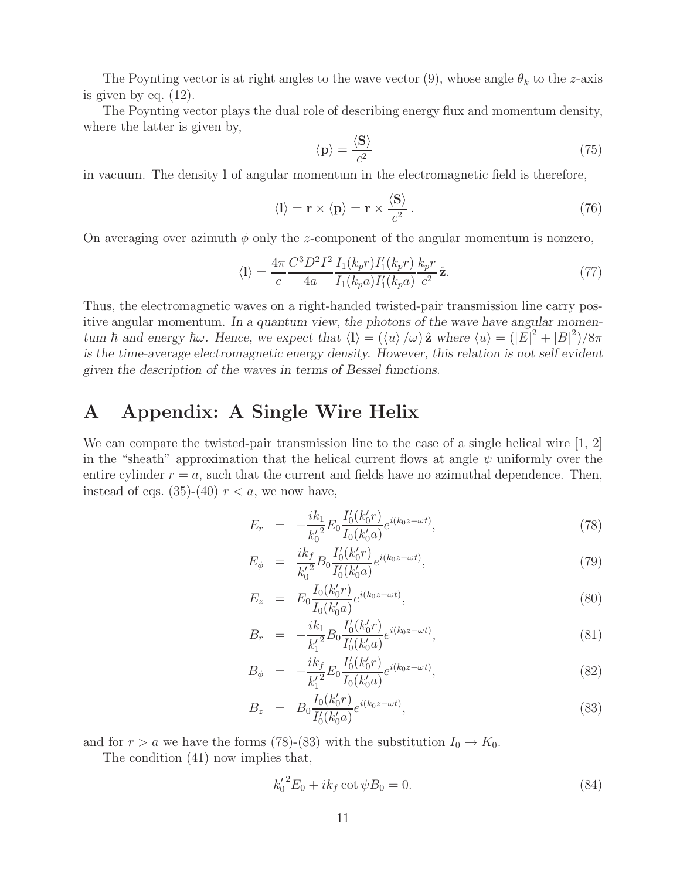The Poynting vector is at right angles to the wave vector (9), whose angle $\theta_k$ to the $z$-axis is given by eq. (12).

The Poynting vector plays the dual role of describing energy flux and momentum density, where the latter is given by,

$$\langle \mathbf{p} \rangle = \frac{\langle \mathbf{S} \rangle}{c^2} \tag{75}$$

in vacuum. The density $\mathbf{l}$ of angular momentum in the electromagnetic field is therefore,

$$\langle \mathbf{l} \rangle = \mathbf{r} \times \langle \mathbf{p} \rangle = \mathbf{r} \times \frac{\langle \mathbf{S} \rangle}{c^2}. \tag{76}$$

On averaging over azimuth $\phi$ only the $z$-component of the angular momentum is nonzero,

$$\langle \mathbf{l} \rangle = \frac{4\pi}{c} \frac{C^3 D^2 I^2}{4a} \frac{I_1(k_p r) I_1'(k_p r)}{I_1(k_p a) I_1'(k_p a)} \frac{k_p r}{c^2} \hat{\mathbf{z}}. \tag{77}$$

Thus, the electromagnetic waves on a right-handed twisted-pair transmission line carry positive angular momentum. *In a quantum view, the photons of the wave have angular momentum $\hbar$ and energy $\hbar\omega$. Hence, we expect that $\langle \mathbf{l} \rangle = (\langle u \rangle / \omega)\, \hat{\mathbf{z}}$ where $\langle u \rangle = (|E|^2 + |B|^2)/8\pi$ is the time-average electromagnetic energy density. However, this relation is not self evident given the description of the waves in terms of Bessel functions.*

# A Appendix: A Single Wire Helix

We can compare the twisted-pair transmission line to the case of a single helical wire [1, 2] in the "sheath" approximation that the helical current flows at angle $\psi$ uniformly over the entire cylinder $r = a$, such that the current and fields have no azimuthal dependence. Then, instead of eqs. (35)-(40) $r < a$, we now have,

$$E_r = -\frac{ik_1}{{k_0'}^2} E_0 \frac{I_0'(k_0' r)}{I_0(k_0' a)} e^{i(k_0 z - \omega t)}, \tag{78}$$

$$E_\phi = \frac{ik_f}{{k_0'}^2} B_0 \frac{I_0'(k_0' r)}{I_0'(k_0' a)} e^{i(k_0 z - \omega t)}, \tag{79}$$

$$E_z = E_0 \frac{I_0(k_0' r)}{I_0(k_0' a)} e^{i(k_0 z - \omega t)}, \tag{80}$$

$$B_r = -\frac{ik_1}{{k_1'}^2} B_0 \frac{I_0'(k_0' r)}{I_0'(k_0' a)} e^{i(k_0 z - \omega t)}, \tag{81}$$

$$B_\phi = -\frac{ik_f}{{k_1'}^2} E_0 \frac{I_0'(k_0' r)}{I_0(k_0' a)} e^{i(k_0 z - \omega t)}, \tag{82}$$

$$B_z = B_0 \frac{I_0(k_0' r)}{I_0'(k_0' a)} e^{i(k_0 z - \omega t)}, \tag{83}$$

and for $r > a$ we have the forms (78)-(83) with the substitution $I_0 \to K_0$.

The condition (41) now implies that,

$${k_0'}^2 E_0 + ik_f \cot\psi B_0 = 0. \tag{84}$$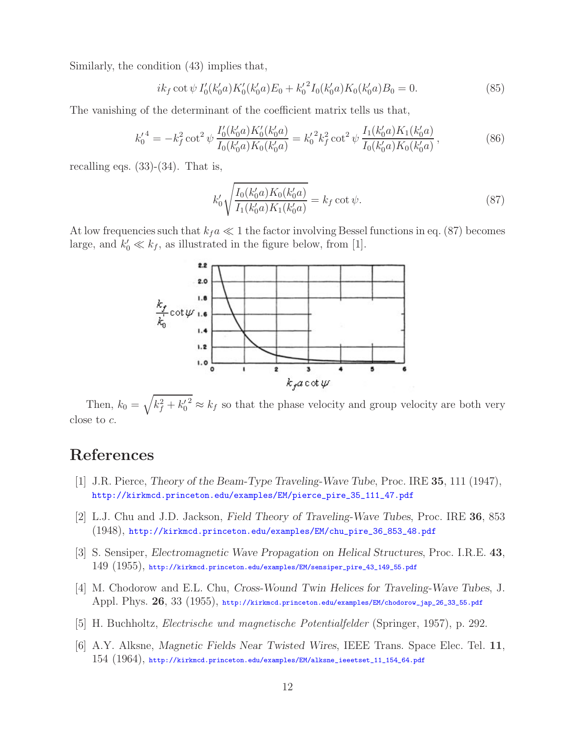Similarly, the condition (43) implies that,

$$ik_f \cot\psi \, I_0'(k_0'a)K_0'(k_0'a)E_0 + {k_0'}^2 I_0(k_0'a)K_0(k_0'a)B_0 = 0. \tag{85}$$

The vanishing of the determinant of the coefficient matrix tells us that,

$${k_0'}^4 = -k_f^2 \cot^2\psi \, \frac{I_0'(k_0'a)K_0'(k_0'a)}{I_0(k_0'a)K_0(k_0'a)} = {k_0'}^2 k_f^2 \cot^2\psi \, \frac{I_1(k_0'a)K_1(k_0'a)}{I_0(k_0'a)K_0(k_0'a)}, \tag{86}$$

recalling eqs. (33)-(34). That is,

$$k_0' \sqrt{\frac{I_0(k_0'a)K_0(k_0'a)}{I_1(k_0'a)K_1(k_0'a)}} = k_f \cot\psi. \tag{87}$$

At low frequencies such that $k_f a \ll 1$ the factor involving Bessel functions in eq. (87) becomes large, and $k_0' \ll k_f$, as illustrated in the figure below, from [1].

$\frac{k_f}{k_0} \cot\psi$

2.2
2.0
1.8
1.6
1.4
1.2
1.0

0 1 2 3 4 5 6

$k_f a \cot\psi$

Then, $k_0 = \sqrt{k_f^2 + {k_0'}^2} \approx k_f$ so that the phase velocity and group velocity are both very close to $c$.

# References

[1] J.R. Pierce, *Theory of the Beam-Type Traveling-Wave Tube*, Proc. IRE **35**, 111 (1947), http://kirkmcd.princeton.edu/examples/EM/pierce_pire_35_111_47.pdf

[2] L.J. Chu and J.D. Jackson, *Field Theory of Traveling-Wave Tubes*, Proc. IRE **36**, 853 (1948), http://kirkmcd.princeton.edu/examples/EM/chu_pire_36_853_48.pdf

[3] S. Sensiper, *Electromagnetic Wave Propagation on Helical Structures*, Proc. I.R.E. **43**, 149 (1955), http://kirkmcd.princeton.edu/examples/EM/sensiper_pire_43_149_55.pdf

[4] M. Chodorow and E.L. Chu, *Cross-Wound Twin Helices for Traveling-Wave Tubes*, J. Appl. Phys. **26**, 33 (1955), http://kirkmcd.princeton.edu/examples/EM/chodorow_jap_26_33_55.pdf

[5] H. Buchholtz, *Electrische und magnetische Potentialfelder* (Springer, 1957), p. 292.

[6] A.Y. Alksne, *Magnetic Fields Near Twisted Wires*, IEEE Trans. Space Elec. Tel. **11**, 154 (1964), http://kirkmcd.princeton.edu/examples/EM/alksne_ieeetset_11_154_64.pdf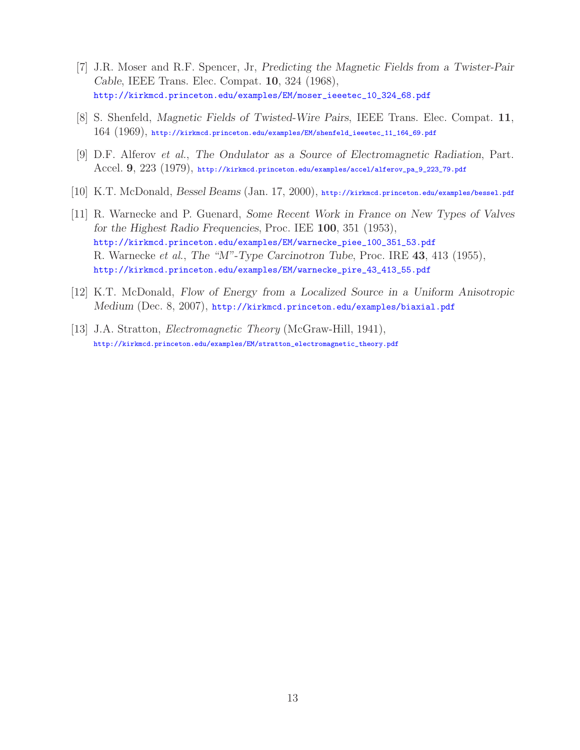[7] J.R. Moser and R.F. Spencer, Jr, *Predicting the Magnetic Fields from a Twister-Pair Cable*, IEEE Trans. Elec. Compat. **10**, 324 (1968),
http://kirkmcd.princeton.edu/examples/EM/moser_ieeetec_10_324_68.pdf

[8] S. Shenfeld, *Magnetic Fields of Twisted-Wire Pairs*, IEEE Trans. Elec. Compat. **11**, 164 (1969), http://kirkmcd.princeton.edu/examples/EM/shenfeld_ieeetec_11_164_69.pdf

[9] D.F. Alferov *et al.*, *The Ondulator as a Source of Electromagnetic Radiation*, Part. Accel. **9**, 223 (1979), http://kirkmcd.princeton.edu/examples/accel/alferov_pa_9_223_79.pdf

[10] K.T. McDonald, *Bessel Beams* (Jan. 17, 2000), http://kirkmcd.princeton.edu/examples/bessel.pdf

[11] R. Warnecke and P. Guenard, *Some Recent Work in France on New Types of Valves for the Highest Radio Frequencies*, Proc. IEE **100**, 351 (1953),
http://kirkmcd.princeton.edu/examples/EM/warnecke_piee_100_351_53.pdf
R. Warnecke *et al.*, *The "M"-Type Carcinotron Tube*, Proc. IRE **43**, 413 (1955),
http://kirkmcd.princeton.edu/examples/EM/warnecke_pire_43_413_55.pdf

[12] K.T. McDonald, *Flow of Energy from a Localized Source in a Uniform Anisotropic Medium* (Dec. 8, 2007), http://kirkmcd.princeton.edu/examples/biaxial.pdf

[13] J.A. Stratton, *Electromagnetic Theory* (McGraw-Hill, 1941),
http://kirkmcd.princeton.edu/examples/EM/stratton_electromagnetic_theory.pdf